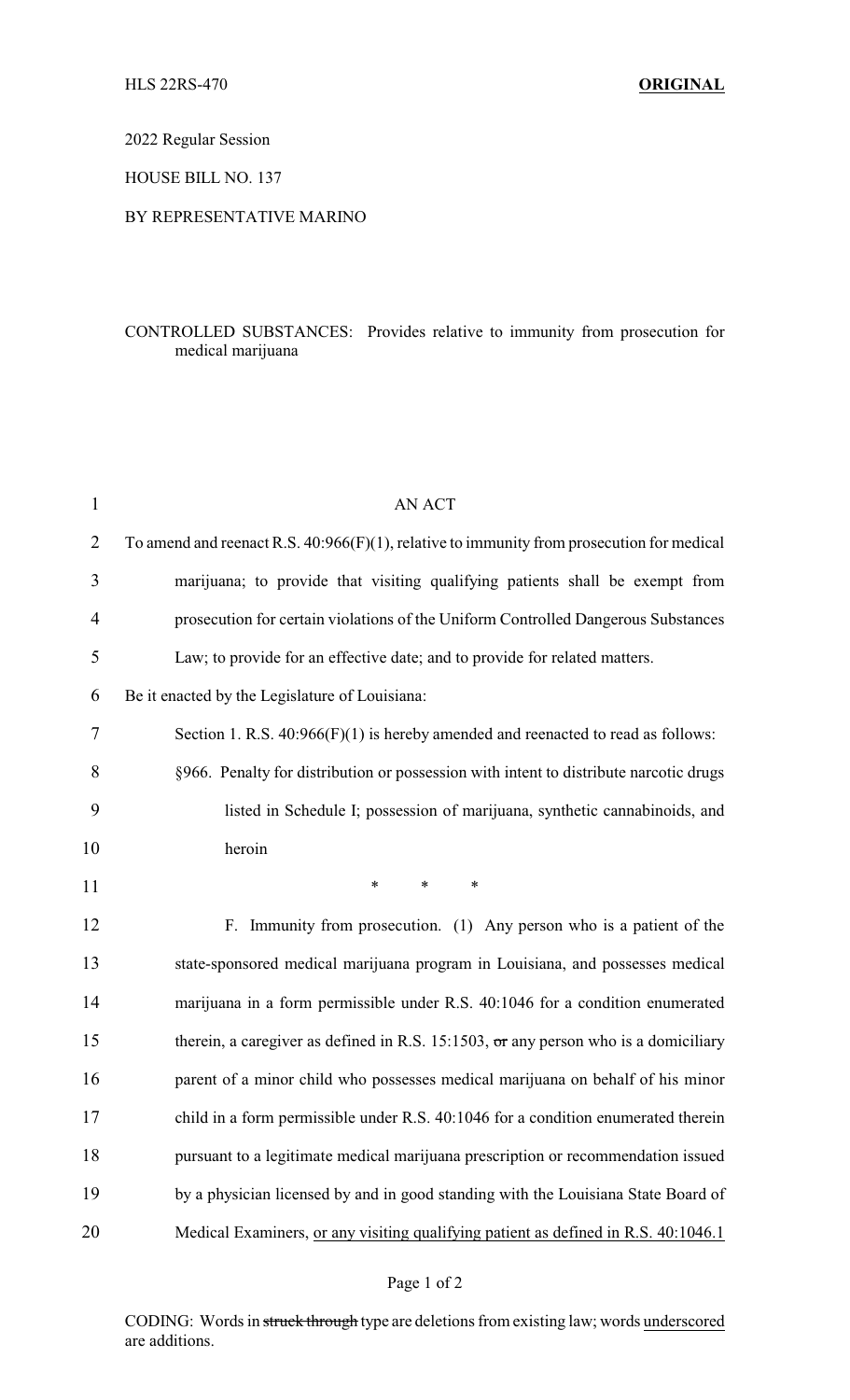HLS 22RS-470 **ORIGINAL**

2022 Regular Session

HOUSE BILL NO. 137

BY REPRESENTATIVE MARINO

CONTROLLED SUBSTANCES: Provides relative to immunity from prosecution for medical marijuana

AN ACT

To amend and reenact R.S. 40:966(F)(1), relative to immunity from prosecution for medical marijuana; to provide that visiting qualifying patients shall be exempt from prosecution for certain violations of the Uniform Controlled Dangerous Substances Law; to provide for an effective date; and to provide for related matters.

Be it enacted by the Legislature of Louisiana:

Section 1. R.S. 40:966(F)(1) is hereby amended and reenacted to read as follows:

§966. Penalty for distribution or possession with intent to distribute narcotic drugs listed in Schedule I; possession of marijuana, synthetic cannabinoids, and heroin

\* \* \*

F. Immunity from prosecution. (1) Any person who is a patient of the state-sponsored medical marijuana program in Louisiana, and possesses medical marijuana in a form permissible under R.S. 40:1046 for a condition enumerated therein, a caregiver as defined in R.S. 15:1503, ~~or~~ any person who is a domiciliary parent of a minor child who possesses medical marijuana on behalf of his minor child in a form permissible under R.S. 40:1046 for a condition enumerated therein pursuant to a legitimate medical marijuana prescription or recommendation issued by a physician licensed by and in good standing with the Louisiana State Board of Medical Examiners, <u>or any visiting qualifying patient as defined in R.S. 40:1046.1</u>

CODING: Words in ~~struck through~~ type are deletions from existing law; words <u>underscored</u> are additions.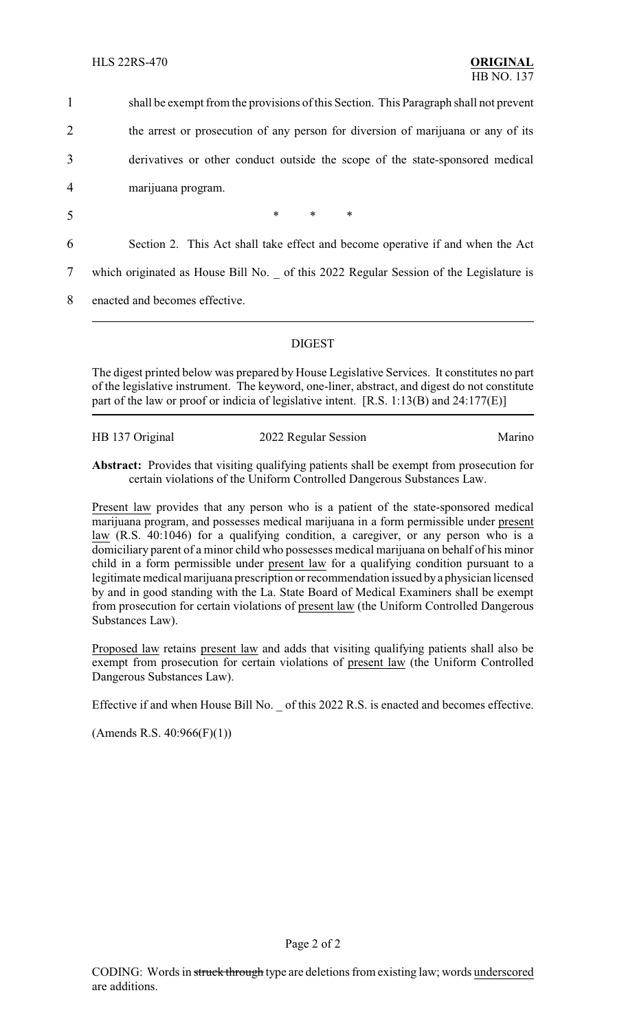shall be exempt from the provisions of this Section. This Paragraph shall not prevent the arrest or prosecution of any person for diversion of marijuana or any of its derivatives or other conduct outside the scope of the state-sponsored medical marijuana program.

\* \* \*

Section 2. This Act shall take effect and become operative if and when the Act which originated as House Bill No. _ of this 2022 Regular Session of the Legislature is enacted and becomes effective.

---

## DIGEST

The digest printed below was prepared by House Legislative Services. It constitutes no part of the legislative instrument. The keyword, one-liner, abstract, and digest do not constitute part of the law or proof or indicia of legislative intent. [R.S. 1:13(B) and 24:177(E)]

---

HB 137 Original — 2022 Regular Session — Marino

**Abstract:** Provides that visiting qualifying patients shall be exempt from prosecution for certain violations of the Uniform Controlled Dangerous Substances Law.

Present law provides that any person who is a patient of the state-sponsored medical marijuana program, and possesses medical marijuana in a form permissible under present law (R.S. 40:1046) for a qualifying condition, a caregiver, or any person who is a domiciliary parent of a minor child who possesses medical marijuana on behalf of his minor child in a form permissible under present law for a qualifying condition pursuant to a legitimate medical marijuana prescription or recommendation issued by a physician licensed by and in good standing with the La. State Board of Medical Examiners shall be exempt from prosecution for certain violations of present law (the Uniform Controlled Dangerous Substances Law).

Proposed law retains present law and adds that visiting qualifying patients shall also be exempt from prosecution for certain violations of present law (the Uniform Controlled Dangerous Substances Law).

Effective if and when House Bill No. _ of this 2022 R.S. is enacted and becomes effective.

(Amends R.S. 40:966(F)(1))

CODING: Words in struck through type are deletions from existing law; words underscored are additions.